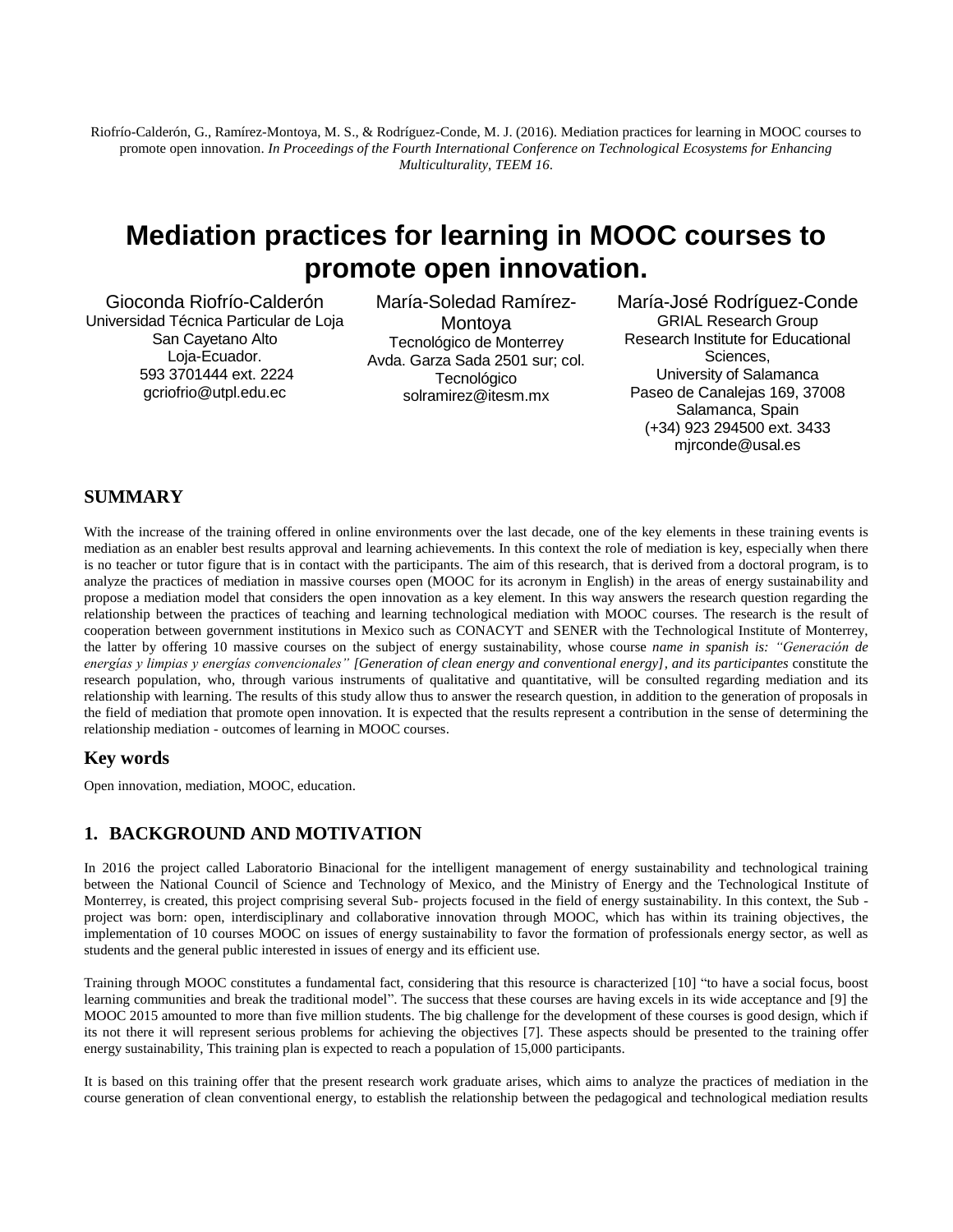Riofrío-Calderón, G., Ramírez-Montoya, M. S., & Rodríguez-Conde, M. J. (2016). Mediation practices for learning in MOOC courses to promote open innovation. *In Proceedings of the Fourth International Conference on Technological Ecosystems for Enhancing Multiculturality, TEEM 16.*

# Mediation practices for learning in MOOC courses to promote open innovation.

Gioconda Riofrío-Calderón
Universidad Técnica Particular de Loja
San Cayetano Alto
Loja-Ecuador.
593 3701444 ext. 2224
gcriofrio@utpl.edu.ec

María-Soledad Ramírez-Montoya
Tecnológico de Monterrey
Avda. Garza Sada 2501 sur; col. Tecnológico
solramirez@itesm.mx

María-José Rodríguez-Conde
GRIAL Research Group
Research Institute for Educational Sciences,
University of Salamanca
Paseo de Canalejas 169, 37008
Salamanca, Spain
(+34) 923 294500 ext. 3433
mjrconde@usal.es

## SUMMARY

With the increase of the training offered in online environments over the last decade, one of the key elements in these training events is mediation as an enabler best results approval and learning achievements. In this context the role of mediation is key, especially when there is no teacher or tutor figure that is in contact with the participants. The aim of this research, that is derived from a doctoral program, is to analyze the practices of mediation in massive courses open (MOOC for its acronym in English) in the areas of energy sustainability and propose a mediation model that considers the open innovation as a key element. In this way answers the research question regarding the relationship between the practices of teaching and learning technological mediation with MOOC courses. The research is the result of cooperation between government institutions in Mexico such as CONACYT and SENER with the Technological Institute of Monterrey, the latter by offering 10 massive courses on the subject of energy sustainability, whose course *name in spanish is: "Generación de energías y limpias y energías convencionales" [Generation of clean energy and conventional energy], and its participantes* constitute the research population, who, through various instruments of qualitative and quantitative, will be consulted regarding mediation and its relationship with learning. The results of this study allow thus to answer the research question, in addition to the generation of proposals in the field of mediation that promote open innovation. It is expected that the results represent a contribution in the sense of determining the relationship mediation - outcomes of learning in MOOC courses.

## Key words

Open innovation, mediation, MOOC, education.

## 1. BACKGROUND AND MOTIVATION

In 2016 the project called Laboratorio Binacional for the intelligent management of energy sustainability and technological training between the National Council of Science and Technology of Mexico, and the Ministry of Energy and the Technological Institute of Monterrey, is created, this project comprising several Sub- projects focused in the field of energy sustainability. In this context, the Sub - project was born: open, interdisciplinary and collaborative innovation through MOOC, which has within its training objectives, the implementation of 10 courses MOOC on issues of energy sustainability to favor the formation of professionals energy sector, as well as students and the general public interested in issues of energy and its efficient use.

Training through MOOC constitutes a fundamental fact, considering that this resource is characterized [10] "to have a social focus, boost learning communities and break the traditional model". The success that these courses are having excels in its wide acceptance and [9] the MOOC 2015 amounted to more than five million students. The big challenge for the development of these courses is good design, which if its not there it will represent serious problems for achieving the objectives [7]. These aspects should be presented to the training offer energy sustainability, This training plan is expected to reach a population of 15,000 participants.

It is based on this training offer that the present research work graduate arises, which aims to analyze the practices of mediation in the course generation of clean conventional energy, to establish the relationship between the pedagogical and technological mediation results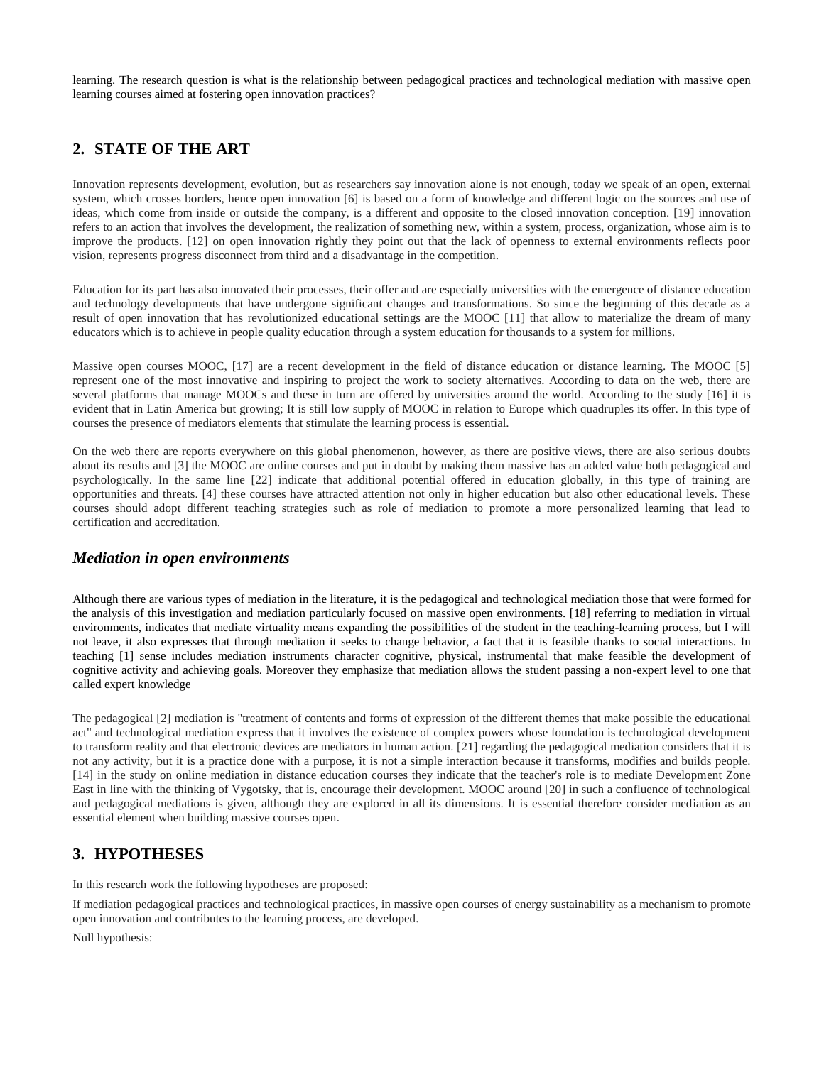learning. The research question is what is the relationship between pedagogical practices and technological mediation with massive open learning courses aimed at fostering open innovation practices?

## 2. STATE OF THE ART

Innovation represents development, evolution, but as researchers say innovation alone is not enough, today we speak of an open, external system, which crosses borders, hence open innovation [6] is based on a form of knowledge and different logic on the sources and use of ideas, which come from inside or outside the company, is a different and opposite to the closed innovation conception. [19] innovation refers to an action that involves the development, the realization of something new, within a system, process, organization, whose aim is to improve the products. [12] on open innovation rightly they point out that the lack of openness to external environments reflects poor vision, represents progress disconnect from third and a disadvantage in the competition.

Education for its part has also innovated their processes, their offer and are especially universities with the emergence of distance education and technology developments that have undergone significant changes and transformations. So since the beginning of this decade as a result of open innovation that has revolutionized educational settings are the MOOC [11] that allow to materialize the dream of many educators which is to achieve in people quality education through a system education for thousands to a system for millions.

Massive open courses MOOC, [17] are a recent development in the field of distance education or distance learning. The MOOC [5] represent one of the most innovative and inspiring to project the work to society alternatives. According to data on the web, there are several platforms that manage MOOCs and these in turn are offered by universities around the world. According to the study [16] it is evident that in Latin America but growing; It is still low supply of MOOC in relation to Europe which quadruples its offer. In this type of courses the presence of mediators elements that stimulate the learning process is essential.

On the web there are reports everywhere on this global phenomenon, however, as there are positive views, there are also serious doubts about its results and [3] the MOOC are online courses and put in doubt by making them massive has an added value both pedagogical and psychologically. In the same line [22] indicate that additional potential offered in education globally, in this type of training are opportunities and threats. [4] these courses have attracted attention not only in higher education but also other educational levels. These courses should adopt different teaching strategies such as role of mediation to promote a more personalized learning that lead to certification and accreditation.

### *Mediation in open environments*

Although there are various types of mediation in the literature, it is the pedagogical and technological mediation those that were formed for the analysis of this investigation and mediation particularly focused on massive open environments. [18] referring to mediation in virtual environments, indicates that mediate virtuality means expanding the possibilities of the student in the teaching-learning process, but I will not leave, it also expresses that through mediation it seeks to change behavior, a fact that it is feasible thanks to social interactions. In teaching [1] sense includes mediation instruments character cognitive, physical, instrumental that make feasible the development of cognitive activity and achieving goals. Moreover they emphasize that mediation allows the student passing a non-expert level to one that called expert knowledge

The pedagogical [2] mediation is "treatment of contents and forms of expression of the different themes that make possible the educational act" and technological mediation express that it involves the existence of complex powers whose foundation is technological development to transform reality and that electronic devices are mediators in human action. [21] regarding the pedagogical mediation considers that it is not any activity, but it is a practice done with a purpose, it is not a simple interaction because it transforms, modifies and builds people. [14] in the study on online mediation in distance education courses they indicate that the teacher's role is to mediate Development Zone East in line with the thinking of Vygotsky, that is, encourage their development. MOOC around [20] in such a confluence of technological and pedagogical mediations is given, although they are explored in all its dimensions. It is essential therefore consider mediation as an essential element when building massive courses open.

## 3. HYPOTHESES

In this research work the following hypotheses are proposed:

If mediation pedagogical practices and technological practices, in massive open courses of energy sustainability as a mechanism to promote open innovation and contributes to the learning process, are developed.

Null hypothesis: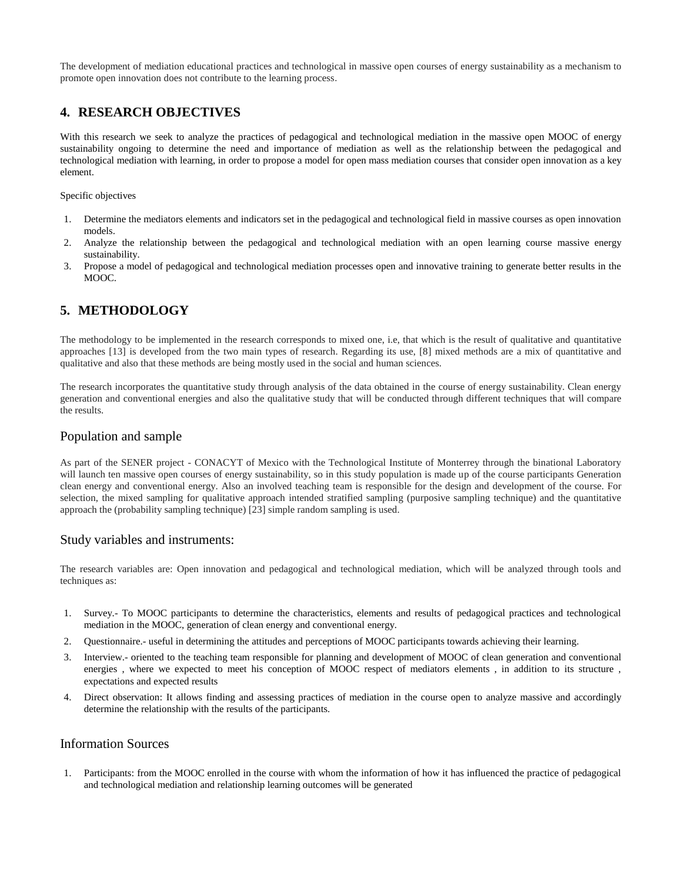The development of mediation educational practices and technological in massive open courses of energy sustainability as a mechanism to promote open innovation does not contribute to the learning process.

## 4. RESEARCH OBJECTIVES

With this research we seek to analyze the practices of pedagogical and technological mediation in the massive open MOOC of energy sustainability ongoing to determine the need and importance of mediation as well as the relationship between the pedagogical and technological mediation with learning, in order to propose a model for open mass mediation courses that consider open innovation as a key element.

Specific objectives

1. Determine the mediators elements and indicators set in the pedagogical and technological field in massive courses as open innovation models.
2. Analyze the relationship between the pedagogical and technological mediation with an open learning course massive energy sustainability.
3. Propose a model of pedagogical and technological mediation processes open and innovative training to generate better results in the MOOC.

## 5. METHODOLOGY

The methodology to be implemented in the research corresponds to mixed one, i.e, that which is the result of qualitative and quantitative approaches [13] is developed from the two main types of research. Regarding its use, [8] mixed methods are a mix of quantitative and qualitative and also that these methods are being mostly used in the social and human sciences.

The research incorporates the quantitative study through analysis of the data obtained in the course of energy sustainability. Clean energy generation and conventional energies and also the qualitative study that will be conducted through different techniques that will compare the results.

### Population and sample

As part of the SENER project - CONACYT of Mexico with the Technological Institute of Monterrey through the binational Laboratory will launch ten massive open courses of energy sustainability, so in this study population is made up of the course participants Generation clean energy and conventional energy. Also an involved teaching team is responsible for the design and development of the course. For selection, the mixed sampling for qualitative approach intended stratified sampling (purposive sampling technique) and the quantitative approach the (probability sampling technique) [23] simple random sampling is used.

### Study variables and instruments:

The research variables are: Open innovation and pedagogical and technological mediation, which will be analyzed through tools and techniques as:

1. Survey.- To MOOC participants to determine the characteristics, elements and results of pedagogical practices and technological mediation in the MOOC, generation of clean energy and conventional energy.
2. Questionnaire.- useful in determining the attitudes and perceptions of MOOC participants towards achieving their learning.
3. Interview.- oriented to the teaching team responsible for planning and development of MOOC of clean generation and conventional energies , where we expected to meet his conception of MOOC respect of mediators elements , in addition to its structure , expectations and expected results
4. Direct observation: It allows finding and assessing practices of mediation in the course open to analyze massive and accordingly determine the relationship with the results of the participants.

### Information Sources

1. Participants: from the MOOC enrolled in the course with whom the information of how it has influenced the practice of pedagogical and technological mediation and relationship learning outcomes will be generated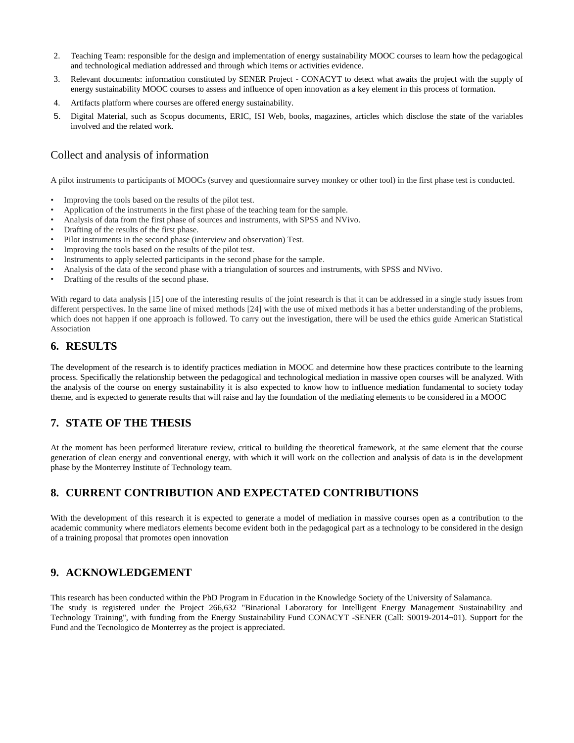2. Teaching Team: responsible for the design and implementation of energy sustainability MOOC courses to learn how the pedagogical and technological mediation addressed and through which items or activities evidence.
3. Relevant documents: information constituted by SENER Project - CONACYT to detect what awaits the project with the supply of energy sustainability MOOC courses to assess and influence of open innovation as a key element in this process of formation.
4. Artifacts platform where courses are offered energy sustainability.
5. Digital Material, such as Scopus documents, ERIC, ISI Web, books, magazines, articles which disclose the state of the variables involved and the related work.

### Collect and analysis of information

A pilot instruments to participants of MOOCs (survey and questionnaire survey monkey or other tool) in the first phase test is conducted.

- Improving the tools based on the results of the pilot test.
- Application of the instruments in the first phase of the teaching team for the sample.
- Analysis of data from the first phase of sources and instruments, with SPSS and NVivo.
- Drafting of the results of the first phase.
- Pilot instruments in the second phase (interview and observation) Test.
- Improving the tools based on the results of the pilot test.
- Instruments to apply selected participants in the second phase for the sample.
- Analysis of the data of the second phase with a triangulation of sources and instruments, with SPSS and NVivo.
- Drafting of the results of the second phase.

With regard to data analysis [15] one of the interesting results of the joint research is that it can be addressed in a single study issues from different perspectives. In the same line of mixed methods [24] with the use of mixed methods it has a better understanding of the problems, which does not happen if one approach is followed. To carry out the investigation, there will be used the ethics guide American Statistical Association

## 6. RESULTS

The development of the research is to identify practices mediation in MOOC and determine how these practices contribute to the learning process. Specifically the relationship between the pedagogical and technological mediation in massive open courses will be analyzed. With the analysis of the course on energy sustainability it is also expected to know how to influence mediation fundamental to society today theme, and is expected to generate results that will raise and lay the foundation of the mediating elements to be considered in a MOOC

## 7. STATE OF THE THESIS

At the moment has been performed literature review, critical to building the theoretical framework, at the same element that the course generation of clean energy and conventional energy, with which it will work on the collection and analysis of data is in the development phase by the Monterrey Institute of Technology team.

## 8. CURRENT CONTRIBUTION AND EXPECTATED CONTRIBUTIONS

With the development of this research it is expected to generate a model of mediation in massive courses open as a contribution to the academic community where mediators elements become evident both in the pedagogical part as a technology to be considered in the design of a training proposal that promotes open innovation

## 9. ACKNOWLEDGEMENT

This research has been conducted within the PhD Program in Education in the Knowledge Society of the University of Salamanca.
The study is registered under the Project 266,632 "Binational Laboratory for Intelligent Energy Management Sustainability and Technology Training", with funding from the Energy Sustainability Fund CONACYT -SENER (Call: S0019-2014¬01). Support for the Fund and the Tecnologico de Monterrey as the project is appreciated.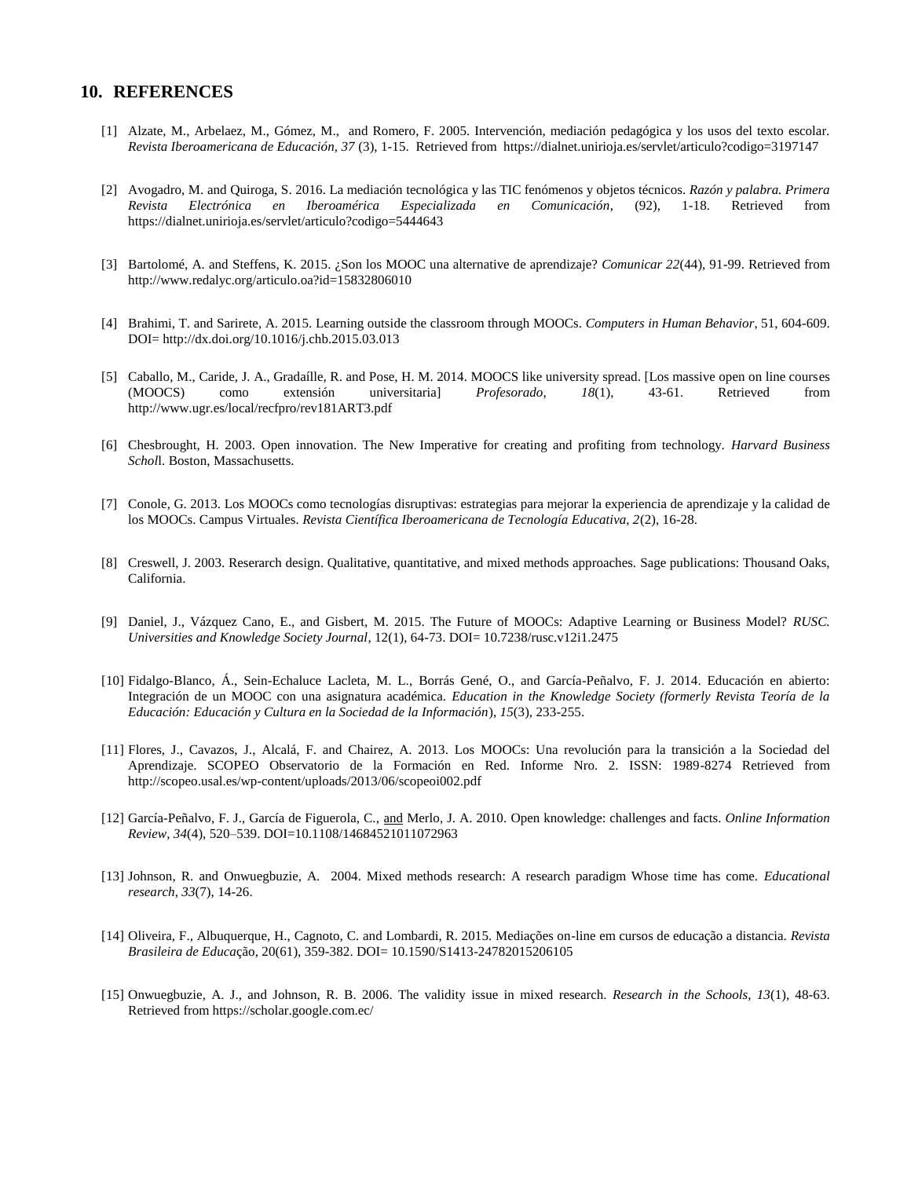## 10. REFERENCES

[1] Alzate, M., Arbelaez, M., Gómez, M., and Romero, F. 2005. Intervención, mediación pedagógica y los usos del texto escolar. *Revista Iberoamericana de Educación, 37* (3), 1-15. Retrieved from https://dialnet.unirioja.es/servlet/articulo?codigo=3197147

[2] Avogadro, M. and Quiroga, S. 2016. La mediación tecnológica y las TIC fenómenos y objetos técnicos. *Razón y palabra. Primera Revista Electrónica en Iberoamérica Especializada en Comunicación*, (92), 1-18. Retrieved from https://dialnet.unirioja.es/servlet/articulo?codigo=5444643

[3] Bartolomé, A. and Steffens, K. 2015. ¿Son los MOOC una alternative de aprendizaje? *Comunicar 22*(44), 91-99. Retrieved from http://www.redalyc.org/articulo.oa?id=15832806010

[4] Brahimi, T. and Sarirete, A. 2015. Learning outside the classroom through MOOCs. *Computers in Human Behavior*, 51, 604-609. DOI= http://dx.doi.org/10.1016/j.chb.2015.03.013

[5] Caballo, M., Caride, J. A., Gradaílle, R. and Pose, H. M. 2014. MOOCS like university spread. [Los massive open on line courses (MOOCS) como extensión universitaria] *Profesorado*, *18*(1), 43-61. Retrieved from http://www.ugr.es/local/recfpro/rev181ART3.pdf

[6] Chesbrought, H. 2003. Open innovation. The New Imperative for creating and profiting from technology. *Harvard Business Scholl*. Boston, Massachusetts.

[7] Conole, G. 2013. Los MOOCs como tecnologías disruptivas: estrategias para mejorar la experiencia de aprendizaje y la calidad de los MOOCs. Campus Virtuales. *Revista Científica Iberoamericana de Tecnología Educativa, 2*(2), 16-28.

[8] Creswell, J. 2003. Reserarch design. Qualitative, quantitative, and mixed methods approaches. Sage publications: Thousand Oaks, California.

[9] Daniel, J., Vázquez Cano, E., and Gisbert, M. 2015. The Future of MOOCs: Adaptive Learning or Business Model? *RUSC. Universities and Knowledge Society Journal*, 12(1), 64-73. DOI= 10.7238/rusc.v12i1.2475

[10] Fidalgo-Blanco, Á., Sein-Echaluce Lacleta, M. L., Borrás Gené, O., and García-Peñalvo, F. J. 2014. Educación en abierto: Integración de un MOOC con una asignatura académica. *Education in the Knowledge Society (formerly Revista Teoría de la Educación: Educación y Cultura en la Sociedad de la Información)*, *15*(3), 233-255.

[11] Flores, J., Cavazos, J., Alcalá, F. and Chairez, A. 2013. Los MOOCs: Una revolución para la transición a la Sociedad del Aprendizaje. SCOPEO Observatorio de la Formación en Red. Informe Nro. 2. ISSN: 1989-8274 Retrieved from http://scopeo.usal.es/wp-content/uploads/2013/06/scopeoi002.pdf

[12] García-Peñalvo, F. J., García de Figuerola, C., and Merlo, J. A. 2010. Open knowledge: challenges and facts. *Online Information Review*, *34*(4), 520–539. DOI=10.1108/14684521011072963

[13] Johnson, R. and Onwuegbuzie, A. 2004. Mixed methods research: A research paradigm Whose time has come. *Educational research*, *33*(7), 14-26.

[14] Oliveira, F., Albuquerque, H., Cagnoto, C. and Lombardi, R. 2015. Mediações on-line em cursos de educação a distancia. *Revista Brasileira de Educa*ção, 20(61), 359-382. DOI= 10.1590/S1413-24782015206105

[15] Onwuegbuzie, A. J., and Johnson, R. B. 2006. The validity issue in mixed research. *Research in the Schools, 13*(1), 48-63. Retrieved from https://scholar.google.com.ec/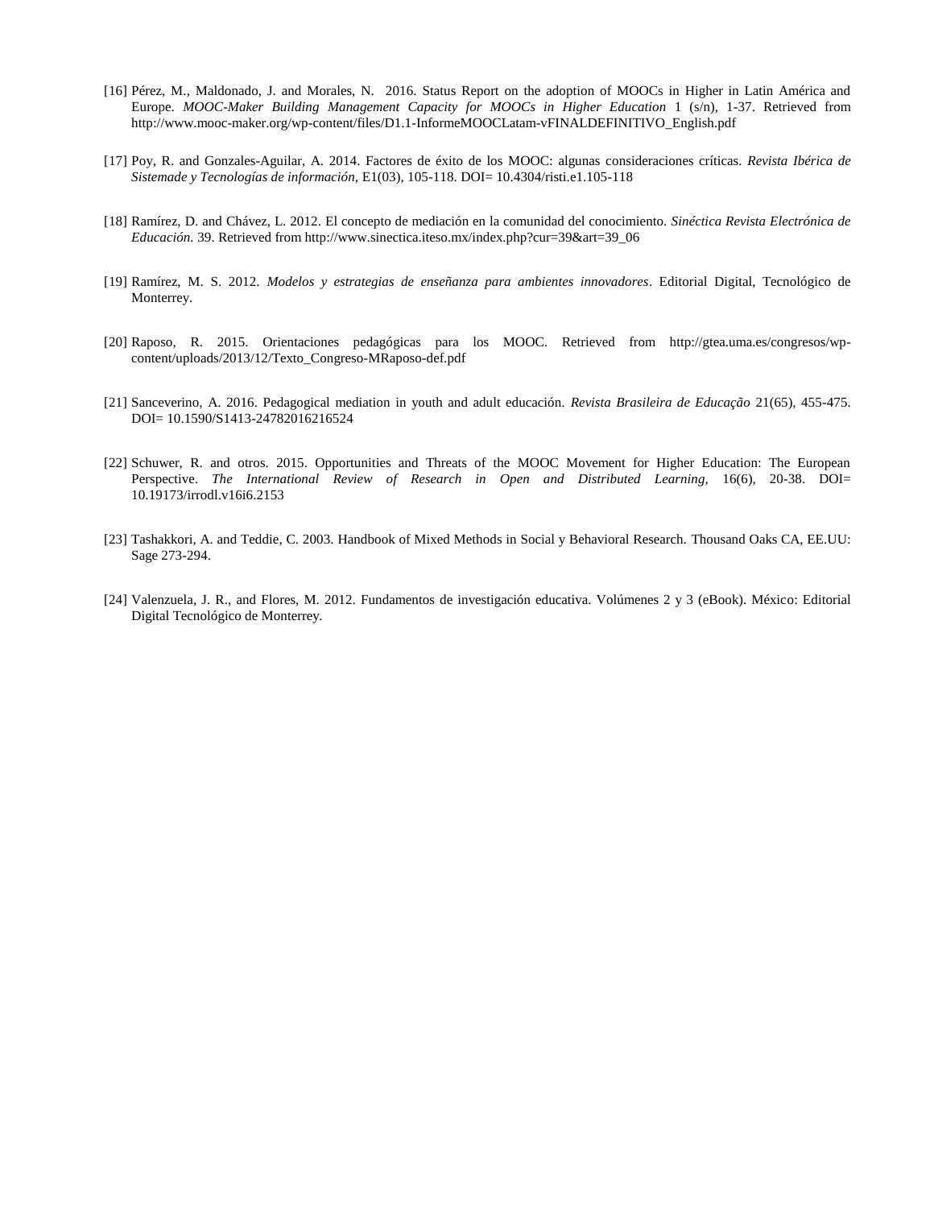[16] Pérez, M., Maldonado, J. and Morales, N. 2016. Status Report on the adoption of MOOCs in Higher in Latin América and Europe. *MOOC-Maker Building Management Capacity for MOOCs in Higher Education* 1 (s/n), 1-37. Retrieved from http://www.mooc-maker.org/wp-content/files/D1.1-InformeMOOCLatam-vFINALDEFINITIVO_English.pdf

[17] Poy, R. and Gonzales-Aguilar, A. 2014. Factores de éxito de los MOOC: algunas consideraciones críticas. *Revista Ibérica de Sistemade y Tecnologías de información,* E1(03), 105-118. DOI= 10.4304/risti.e1.105-118

[18] Ramírez, D. and Chávez, L. 2012. El concepto de mediación en la comunidad del conocimiento. *Sinéctica Revista Electrónica de Educación.* 39. Retrieved from http://www.sinectica.iteso.mx/index.php?cur=39&art=39_06

[19] Ramírez, M. S. 2012. *Modelos y estrategias de enseñanza para ambientes innovadores*. Editorial Digital, Tecnológico de Monterrey.

[20] Raposo, R. 2015. Orientaciones pedagógicas para los MOOC. Retrieved from http://gtea.uma.es/congresos/wp-content/uploads/2013/12/Texto_Congreso-MRaposo-def.pdf

[21] Sanceverino, A. 2016. Pedagogical mediation in youth and adult educación. *Revista Brasileira de Educação* 21(65), 455-475. DOI= 10.1590/S1413-24782016216524

[22] Schuwer, R. and otros. 2015. Opportunities and Threats of the MOOC Movement for Higher Education: The European Perspective. *The International Review of Research in Open and Distributed Learning,* 16(6), 20-38. DOI= 10.19173/irrodl.v16i6.2153

[23] Tashakkori, A. and Teddie, C. 2003. Handbook of Mixed Methods in Social y Behavioral Research. Thousand Oaks CA, EE.UU: Sage 273-294.

[24] Valenzuela, J. R., and Flores, M. 2012. Fundamentos de investigación educativa. Volúmenes 2 y 3 (eBook). México: Editorial Digital Tecnológico de Monterrey.